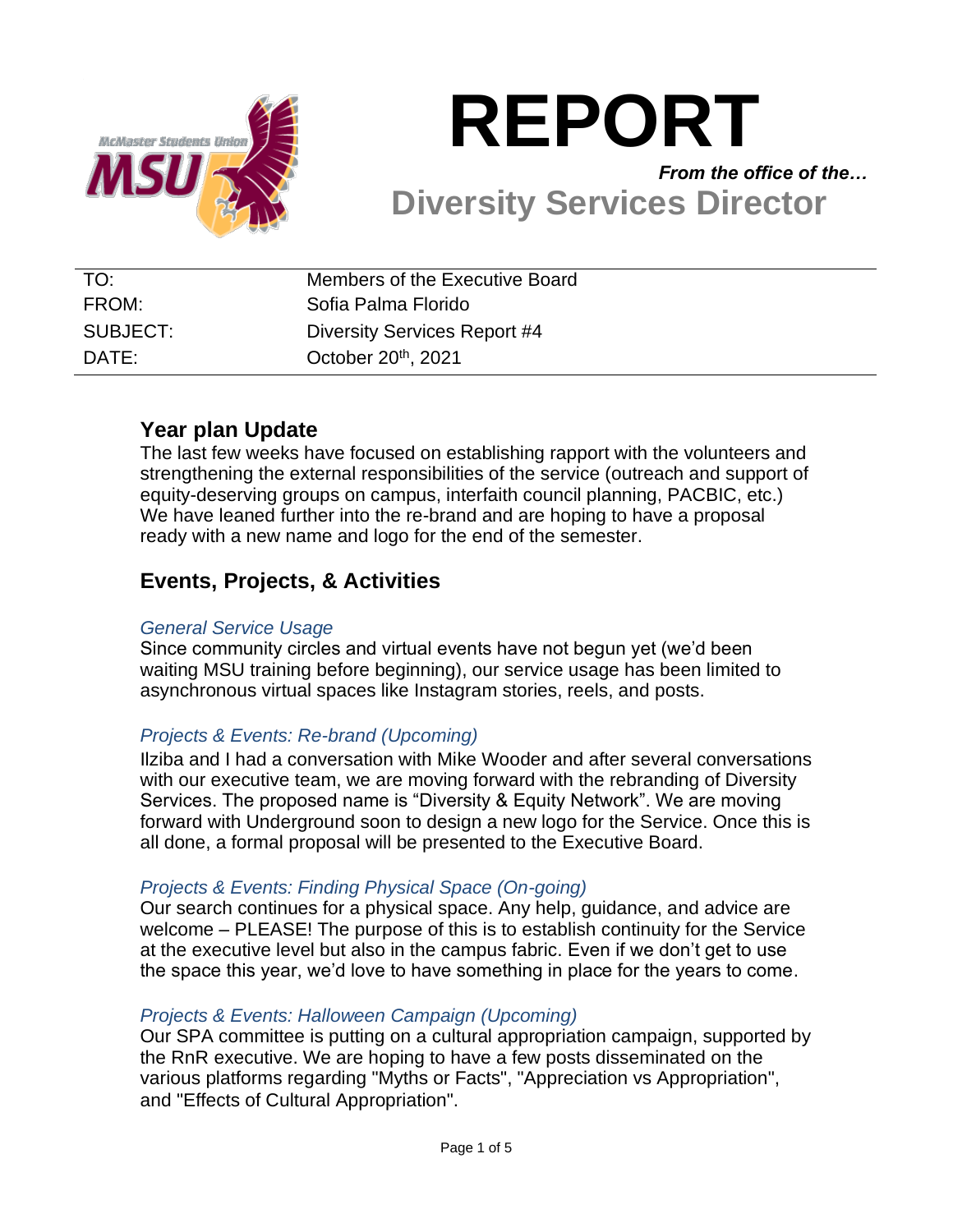# REPORT

*From the office of the…*

## Diversity Services Director

| TO: | Members of the Executive Board |
|---|---|
| FROM: | Sofia Palma Florido |
| SUBJECT: | Diversity Services Report #4 |
| DATE: | October 20th, 2021 |

## Year plan Update

The last few weeks have focused on establishing rapport with the volunteers and strengthening the external responsibilities of the service (outreach and support of equity-deserving groups on campus, interfaith council planning, PACBIC, etc.) We have leaned further into the re-brand and are hoping to have a proposal ready with a new name and logo for the end of the semester.

## Events, Projects, & Activities

### *General Service Usage*

Since community circles and virtual events have not begun yet (we'd been waiting MSU training before beginning), our service usage has been limited to asynchronous virtual spaces like Instagram stories, reels, and posts.

### *Projects & Events: Re-brand (Upcoming)*

Ilziba and I had a conversation with Mike Wooder and after several conversations with our executive team, we are moving forward with the rebranding of Diversity Services. The proposed name is "Diversity & Equity Network". We are moving forward with Underground soon to design a new logo for the Service. Once this is all done, a formal proposal will be presented to the Executive Board.

### *Projects & Events: Finding Physical Space (On-going)*

Our search continues for a physical space. Any help, guidance, and advice are welcome – PLEASE! The purpose of this is to establish continuity for the Service at the executive level but also in the campus fabric. Even if we don't get to use the space this year, we'd love to have something in place for the years to come.

### *Projects & Events: Halloween Campaign (Upcoming)*

Our SPA committee is putting on a cultural appropriation campaign, supported by the RnR executive. We are hoping to have a few posts disseminated on the various platforms regarding "Myths or Facts", "Appreciation vs Appropriation", and "Effects of Cultural Appropriation".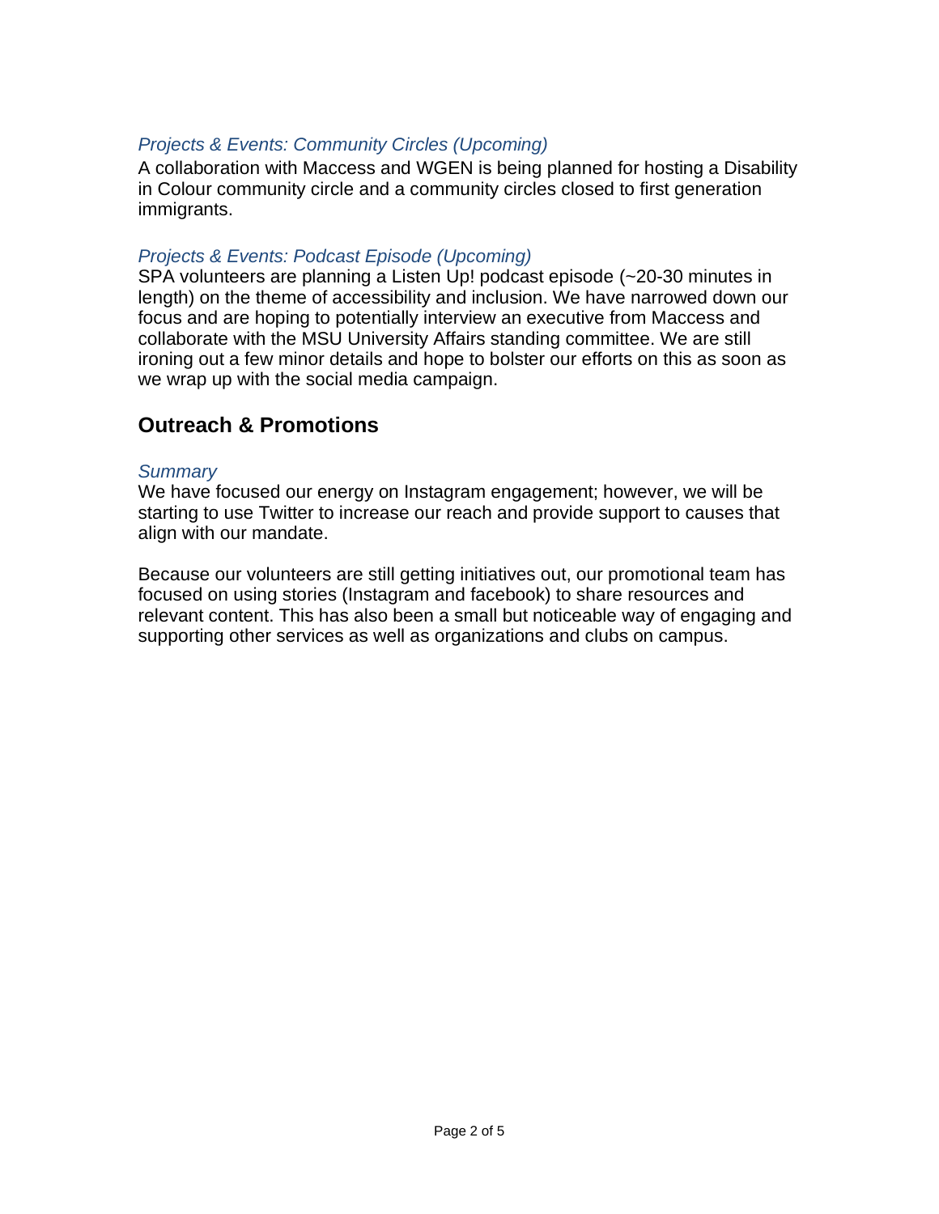### *Projects & Events: Community Circles (Upcoming)*

A collaboration with Maccess and WGEN is being planned for hosting a Disability in Colour community circle and a community circles closed to first generation immigrants.

### *Projects & Events: Podcast Episode (Upcoming)*

SPA volunteers are planning a Listen Up! podcast episode (~20-30 minutes in length) on the theme of accessibility and inclusion. We have narrowed down our focus and are hoping to potentially interview an executive from Maccess and collaborate with the MSU University Affairs standing committee. We are still ironing out a few minor details and hope to bolster our efforts on this as soon as we wrap up with the social media campaign.

## Outreach & Promotions

### *Summary*

We have focused our energy on Instagram engagement; however, we will be starting to use Twitter to increase our reach and provide support to causes that align with our mandate.

Because our volunteers are still getting initiatives out, our promotional team has focused on using stories (Instagram and facebook) to share resources and relevant content. This has also been a small but noticeable way of engaging and supporting other services as well as organizations and clubs on campus.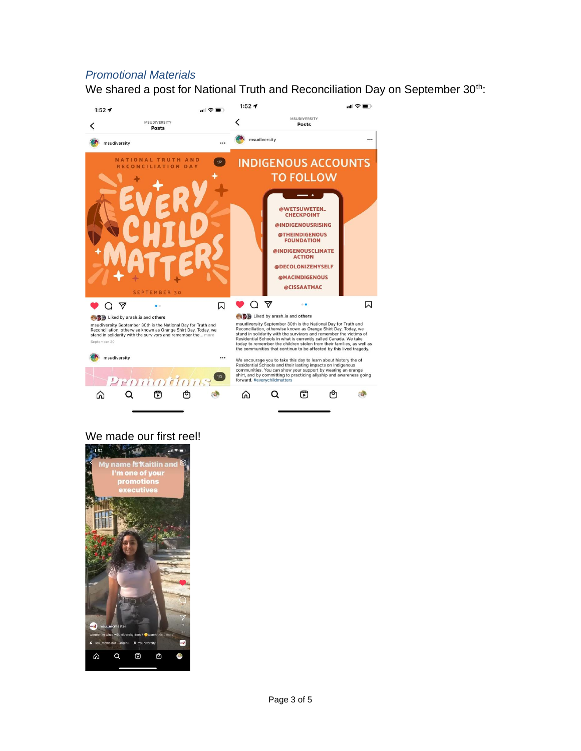*Promotional Materials*

We shared a post for National Truth and Reconciliation Day on September 30th:

We made our first reel!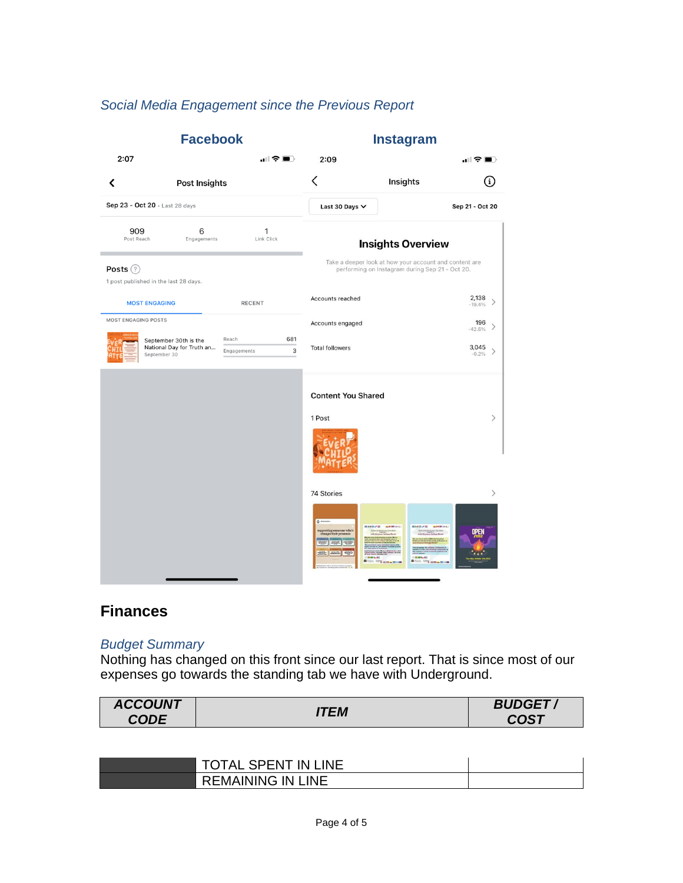*Social Media Engagement since the Previous Report*

**Facebook**

2:07

Post Insights

Sep 23 - Oct 20 · Last 28 days

| 909 | 6 | 1 |
|---|---|---|
| Post Reach | Engagements | Link Click |

Posts

1 post published in the last 28 days.

MOST ENGAGING | RECENT

MOST ENGAGING POSTS

September 30th is the National Day for Truth an... September 30 — Reach 681, Engagements 3

**Instagram**

2:09

Insights

Last 30 Days — Sep 21 - Oct 20

**Insights Overview**

Take a deeper look at how your account and content are performing on Instagram during Sep 21 - Oct 20.

| | |
|---|---|
| Accounts reached | 2,138 (-19.4%) |
| Accounts engaged | 196 (-42.6%) |
| Total followers | 3,045 (-0.2%) |

Content You Shared

1 Post

74 Stories

## Finances

*Budget Summary*

Nothing has changed on this front since our last report. That is since most of our expenses go towards the standing tab we have with Underground.

| ACCOUNT CODE | ITEM | BUDGET / COST |
|---|---|---|
| | TOTAL SPENT IN LINE | |
| | REMAINING IN LINE | |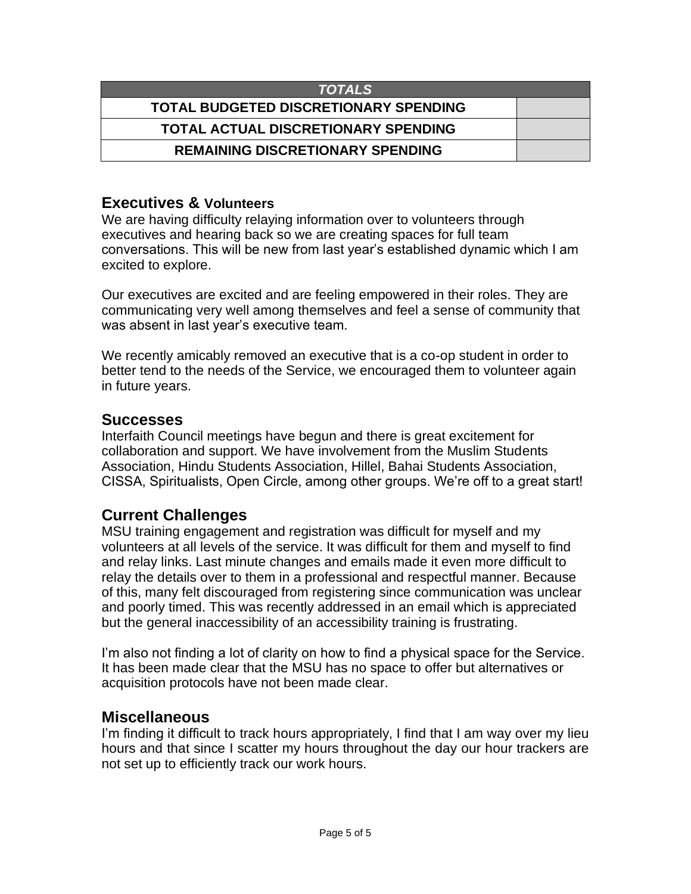| *TOTALS* | |
| --- | --- |
| **TOTAL BUDGETED DISCRETIONARY SPENDING** | |
| **TOTAL ACTUAL DISCRETIONARY SPENDING** | |
| **REMAINING DISCRETIONARY SPENDING** | |

## Executives & Volunteers

We are having difficulty relaying information over to volunteers through executives and hearing back so we are creating spaces for full team conversations. This will be new from last year's established dynamic which I am excited to explore.

Our executives are excited and are feeling empowered in their roles. They are communicating very well among themselves and feel a sense of community that was absent in last year's executive team.

We recently amicably removed an executive that is a co-op student in order to better tend to the needs of the Service, we encouraged them to volunteer again in future years.

## Successes

Interfaith Council meetings have begun and there is great excitement for collaboration and support. We have involvement from the Muslim Students Association, Hindu Students Association, Hillel, Bahai Students Association, CISSA, Spiritualists, Open Circle, among other groups. We're off to a great start!

## Current Challenges

MSU training engagement and registration was difficult for myself and my volunteers at all levels of the service. It was difficult for them and myself to find and relay links. Last minute changes and emails made it even more difficult to relay the details over to them in a professional and respectful manner. Because of this, many felt discouraged from registering since communication was unclear and poorly timed. This was recently addressed in an email which is appreciated but the general inaccessibility of an accessibility training is frustrating.

I'm also not finding a lot of clarity on how to find a physical space for the Service. It has been made clear that the MSU has no space to offer but alternatives or acquisition protocols have not been made clear.

## Miscellaneous

I'm finding it difficult to track hours appropriately, I find that I am way over my lieu hours and that since I scatter my hours throughout the day our hour trackers are not set up to efficiently track our work hours.